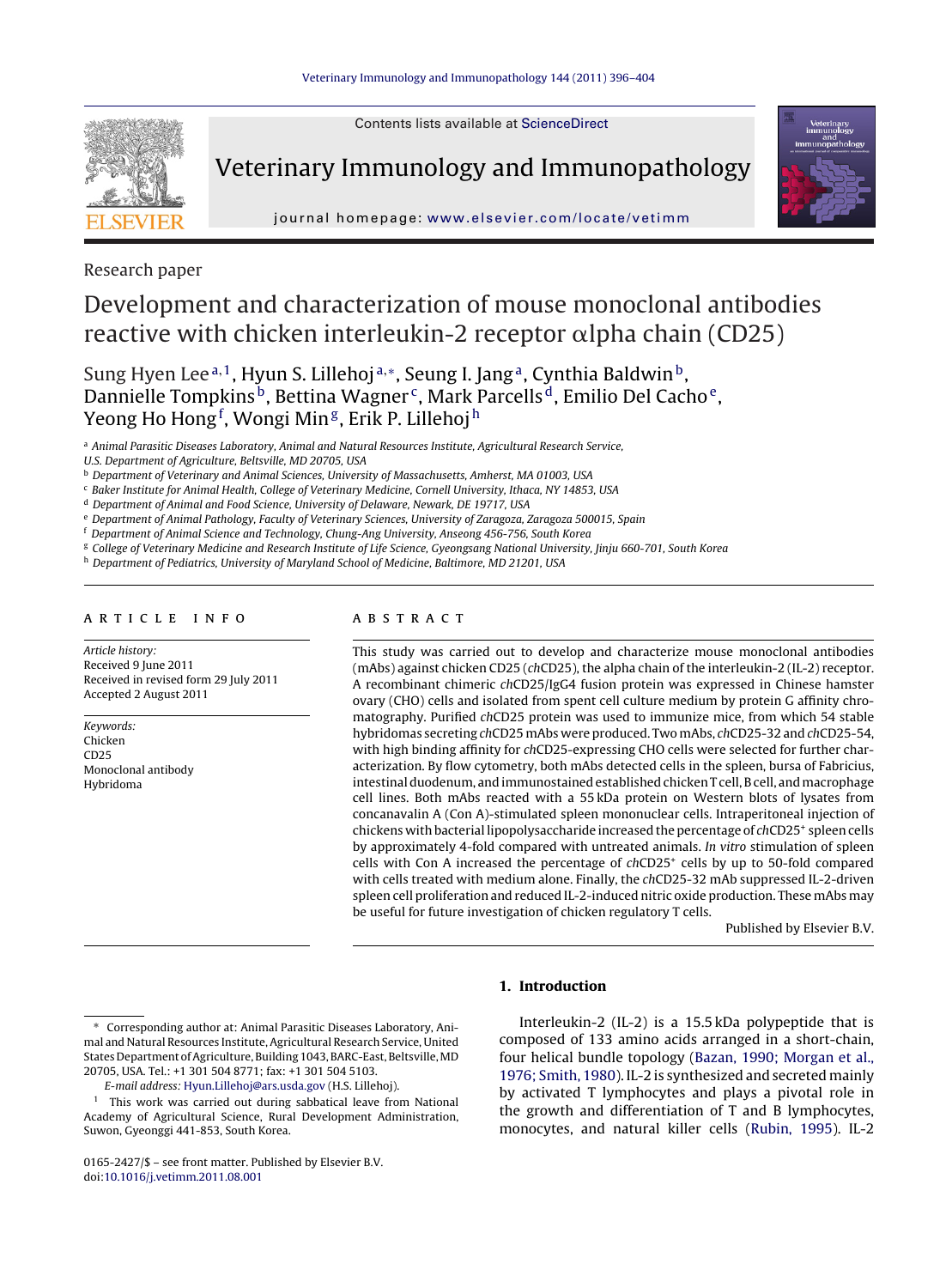Research paper

# Development and characterization of mouse monoclonal antibodies reactive with chicken interleukin-2 receptor αlpha chain (CD25)

Sung Hyen Lee[a,1], Hyun S. Lillehoj[a,*], Seung I. Jang[a], Cynthia Baldwin[b], Dannielle Tompkins[b], Bettina Wagner[c], Mark Parcells[d], Emilio Del Cacho[e], Yeong Ho Hong[f], Wongi Min[g], Erik P. Lillehoj[h]

[a] Animal Parasitic Diseases Laboratory, Animal and Natural Resources Institute, Agricultural Research Service, U.S. Department of Agriculture, Beltsville, MD 20705, USA
[b] Department of Veterinary and Animal Sciences, University of Massachusetts, Amherst, MA 01003, USA
[c] Baker Institute for Animal Health, College of Veterinary Medicine, Cornell University, Ithaca, NY 14853, USA
[d] Department of Animal and Food Science, University of Delaware, Newark, DE 19717, USA
[e] Department of Animal Pathology, Faculty of Veterinary Sciences, University of Zaragoza, Zaragoza 500015, Spain
[f] Department of Animal Science and Technology, Chung-Ang University, Anseong 456-756, South Korea
[g] College of Veterinary Medicine and Research Institute of Life Science, Gyeongsang National University, Jinju 660-701, South Korea
[h] Department of Pediatrics, University of Maryland School of Medicine, Baltimore, MD 21201, USA

## ARTICLE INFO

*Article history:*
Received 9 June 2011
Received in revised form 29 July 2011
Accepted 2 August 2011

*Keywords:*
Chicken
CD25
Monoclonal antibody
Hybridoma

## ABSTRACT

This study was carried out to develop and characterize mouse monoclonal antibodies (mAbs) against chicken CD25 (*ch*CD25), the alpha chain of the interleukin-2 (IL-2) receptor. A recombinant chimeric *ch*CD25/IgG4 fusion protein was expressed in Chinese hamster ovary (CHO) cells and isolated from spent cell culture medium by protein G affinity chromatography. Purified *ch*CD25 protein was used to immunize mice, from which 54 stable hybridomas secreting *ch*CD25 mAbs were produced. Two mAbs, *ch*CD25-32 and *ch*CD25-54, with high binding affinity for *ch*CD25-expressing CHO cells were selected for further characterization. By flow cytometry, both mAbs detected cells in the spleen, bursa of Fabricius, intestinal duodenum, and immunostained established chicken T cell, B cell, and macrophage cell lines. Both mAbs reacted with a 55 kDa protein on Western blots of lysates from concanavalin A (Con A)-stimulated spleen mononuclear cells. Intraperitoneal injection of chickens with bacterial lipopolysaccharide increased the percentage of *ch*CD25⁺ spleen cells by approximately 4-fold compared with untreated animals. *In vitro* stimulation of spleen cells with Con A increased the percentage of *ch*CD25⁺ cells by up to 50-fold compared with cells treated with medium alone. Finally, the *ch*CD25-32 mAb suppressed IL-2-driven spleen cell proliferation and reduced IL-2-induced nitric oxide production. These mAbs may be useful for future investigation of chicken regulatory T cells.

Published by Elsevier B.V.

## 1. Introduction

Interleukin-2 (IL-2) is a 15.5 kDa polypeptide that is composed of 133 amino acids arranged in a short-chain, four helical bundle topology (Bazan, 1990; Morgan et al., 1976; Smith, 1980). IL-2 is synthesized and secreted mainly by activated T lymphocytes and plays a pivotal role in the growth and differentiation of T and B lymphocytes, monocytes, and natural killer cells (Rubin, 1995). IL-2

---

* Corresponding author at: Animal Parasitic Diseases Laboratory, Animal and Natural Resources Institute, Agricultural Research Service, United States Department of Agriculture, Building 1043, BARC-East, Beltsville, MD 20705, USA. Tel.: +1 301 504 8771; fax: +1 301 504 5103.
*E-mail address:* Hyun.Lillehoj@ars.usda.gov (H.S. Lillehoj).

[1] This work was carried out during sabbatical leave from National Academy of Agricultural Science, Rural Development Administration, Suwon, Gyeonggi 441-853, South Korea.

0165-2427/$ – see front matter. Published by Elsevier B.V.
doi:10.1016/j.vetimm.2011.08.001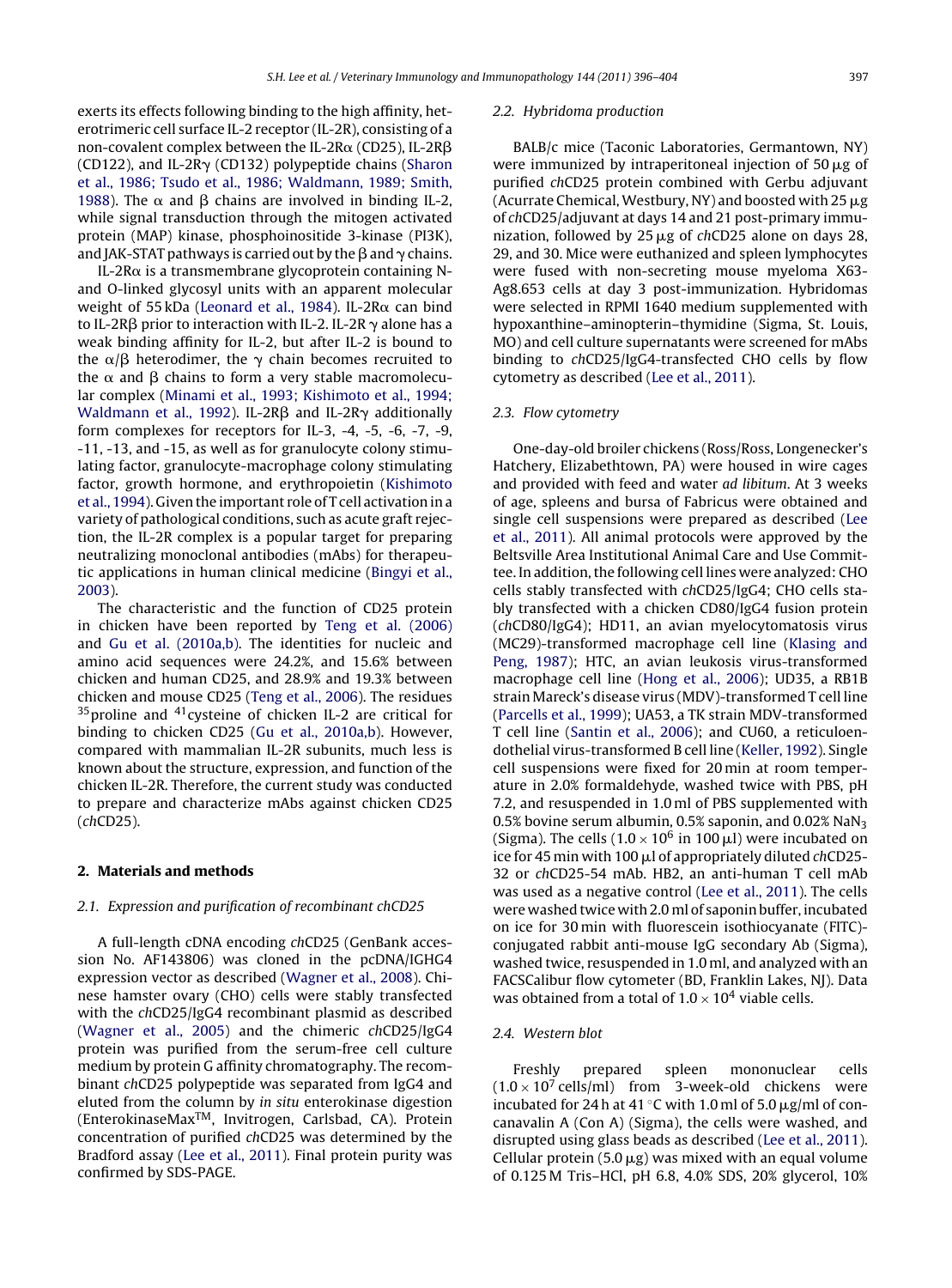exerts its effects following binding to the high affinity, heterotrimeric cell surface IL-2 receptor (IL-2R), consisting of a non-covalent complex between the IL-2Rα (CD25), IL-2Rβ (CD122), and IL-2Rγ (CD132) polypeptide chains (Sharon et al., 1986; Tsudo et al., 1986; Waldmann, 1989; Smith, 1988). The α and β chains are involved in binding IL-2, while signal transduction through the mitogen activated protein (MAP) kinase, phosphoinositide 3-kinase (PI3K), and JAK-STAT pathways is carried out by the β and γ chains.

IL-2Rα is a transmembrane glycoprotein containing N- and O-linked glycosyl units with an apparent molecular weight of 55 kDa (Leonard et al., 1984). IL-2Rα can bind to IL-2Rβ prior to interaction with IL-2. IL-2R γ alone has a weak binding affinity for IL-2, but after IL-2 is bound to the α/β heterodimer, the γ chain becomes recruited to the α and β chains to form a very stable macromolecular complex (Minami et al., 1993; Kishimoto et al., 1994; Waldmann et al., 1992). IL-2Rβ and IL-2Rγ additionally form complexes for receptors for IL-3, -4, -5, -6, -7, -9, -11, -13, and -15, as well as for granulocyte colony stimulating factor, granulocyte-macrophage colony stimulating factor, growth hormone, and erythropoietin (Kishimoto et al., 1994). Given the important role of T cell activation in a variety of pathological conditions, such as acute graft rejection, the IL-2R complex is a popular target for preparing neutralizing monoclonal antibodies (mAbs) for therapeutic applications in human clinical medicine (Bingyi et al., 2003).

The characteristic and the function of CD25 protein in chicken have been reported by Teng et al. (2006) and Gu et al. (2010a,b). The identities for nucleic and amino acid sequences were 24.2%, and 15.6% between chicken and human CD25, and 28.9% and 19.3% between chicken and mouse CD25 (Teng et al., 2006). The residues [35]proline and [41]cysteine of chicken IL-2 are critical for binding to chicken CD25 (Gu et al., 2010a,b). However, compared with mammalian IL-2R subunits, much less is known about the structure, expression, and function of the chicken IL-2R. Therefore, the current study was conducted to prepare and characterize mAbs against chicken CD25 (*ch*CD25).

## 2. Materials and methods

### 2.1. Expression and purification of recombinant chCD25

A full-length cDNA encoding *ch*CD25 (GenBank accession No. AF143806) was cloned in the pcDNA/IGHG4 expression vector as described (Wagner et al., 2008). Chinese hamster ovary (CHO) cells were stably transfected with the *ch*CD25/IgG4 recombinant plasmid as described (Wagner et al., 2005) and the chimeric *ch*CD25/IgG4 protein was purified from the serum-free cell culture medium by protein G affinity chromatography. The recombinant *ch*CD25 polypeptide was separated from IgG4 and eluted from the column by *in situ* enterokinase digestion (EnterokinaseMax™, Invitrogen, Carlsbad, CA). Protein concentration of purified *ch*CD25 was determined by the Bradford assay (Lee et al., 2011). Final protein purity was confirmed by SDS-PAGE.

### 2.2. Hybridoma production

BALB/c mice (Taconic Laboratories, Germantown, NY) were immunized by intraperitoneal injection of 50 μg of purified *ch*CD25 protein combined with Gerbu adjuvant (Acurrate Chemical, Westbury, NY) and boosted with 25 μg of *ch*CD25/adjuvant at days 14 and 21 post-primary immunization, followed by 25 μg of *ch*CD25 alone on days 28, 29, and 30. Mice were euthanized and spleen lymphocytes were fused with non-secreting mouse myeloma X63-Ag8.653 cells at day 3 post-immunization. Hybridomas were selected in RPMI 1640 medium supplemented with hypoxanthine–aminopterin–thymidine (Sigma, St. Louis, MO) and cell culture supernatants were screened for mAbs binding to *ch*CD25/IgG4-transfected CHO cells by flow cytometry as described (Lee et al., 2011).

### 2.3. Flow cytometry

One-day-old broiler chickens (Ross/Ross, Longenecker's Hatchery, Elizabethtown, PA) were housed in wire cages and provided with feed and water *ad libitum*. At 3 weeks of age, spleens and bursa of Fabricus were obtained and single cell suspensions were prepared as described (Lee et al., 2011). All animal protocols were approved by the Beltsville Area Institutional Animal Care and Use Committee. In addition, the following cell lines were analyzed: CHO cells stably transfected with *ch*CD25/IgG4; CHO cells stably transfected with a chicken CD80/IgG4 fusion protein (*ch*CD80/IgG4); HD11, an avian myelocytomatosis virus (MC29)-transformed macrophage cell line (Klasing and Peng, 1987); HTC, an avian leukosis virus-transformed macrophage cell line (Hong et al., 2006); UD35, a RB1B strain Mareck's disease virus (MDV)-transformed T cell line (Parcells et al., 1999); UA53, a TK strain MDV-transformed T cell line (Santin et al., 2006); and CU60, a reticuloendothelial virus-transformed B cell line (Keller, 1992). Single cell suspensions were fixed for 20 min at room temperature in 2.0% formaldehyde, washed twice with PBS, pH 7.2, and resuspended in 1.0 ml of PBS supplemented with 0.5% bovine serum albumin, 0.5% saponin, and 0.02% $NaN_3$ (Sigma). The cells ($1.0 \times 10^6$ in 100 μl) were incubated on ice for 45 min with 100 μl of appropriately diluted *ch*CD25-32 or *ch*CD25-54 mAb. HB2, an anti-human T cell mAb was used as a negative control (Lee et al., 2011). The cells were washed twice with 2.0 ml of saponin buffer, incubated on ice for 30 min with fluorescein isothiocyanate (FITC)-conjugated rabbit anti-mouse IgG secondary Ab (Sigma), washed twice, resuspended in 1.0 ml, and analyzed with an FACSCalibur flow cytometer (BD, Franklin Lakes, NJ). Data was obtained from a total of $1.0 \times 10^4$ viable cells.

### 2.4. Western blot

Freshly prepared spleen mononuclear cells ($1.0 \times 10^7$ cells/ml) from 3-week-old chickens were incubated for 24 h at 41 °C with 1.0 ml of 5.0 μg/ml of concanavalin A (Con A) (Sigma), the cells were washed, and disrupted using glass beads as described (Lee et al., 2011). Cellular protein (5.0 μg) was mixed with an equal volume of 0.125 M Tris–HCl, pH 6.8, 4.0% SDS, 20% glycerol, 10%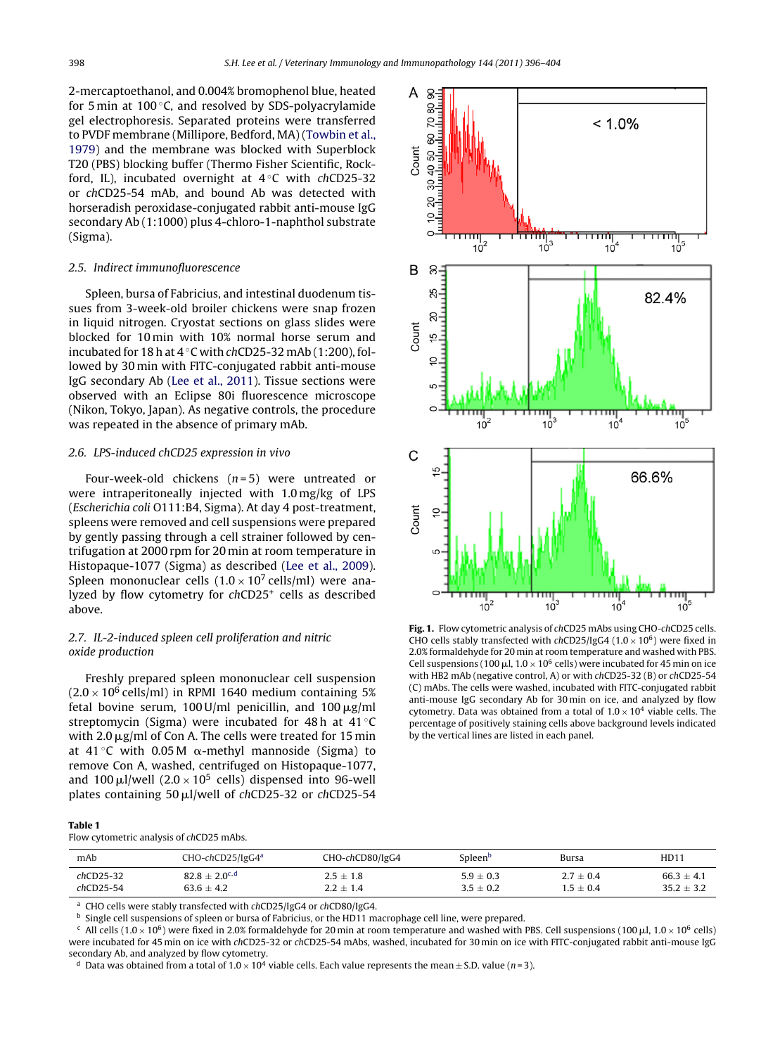2-mercaptoethanol, and 0.004% bromophenol blue, heated for 5 min at 100 °C, and resolved by SDS-polyacrylamide gel electrophoresis. Separated proteins were transferred to PVDF membrane (Millipore, Bedford, MA) (Towbin et al., 1979) and the membrane was blocked with Superblock T20 (PBS) blocking buffer (Thermo Fisher Scientific, Rockford, IL), incubated overnight at 4 °C with *ch*CD25-32 or *ch*CD25-54 mAb, and bound Ab was detected with horseradish peroxidase-conjugated rabbit anti-mouse IgG secondary Ab (1:1000) plus 4-chloro-1-naphthol substrate (Sigma).

### 2.5. Indirect immunofluorescence

Spleen, bursa of Fabricius, and intestinal duodenum tissues from 3-week-old broiler chickens were snap frozen in liquid nitrogen. Cryostat sections on glass slides were blocked for 10 min with 10% normal horse serum and incubated for 18 h at 4 °C with *ch*CD25-32 mAb (1:200), followed by 30 min with FITC-conjugated rabbit anti-mouse IgG secondary Ab (Lee et al., 2011). Tissue sections were observed with an Eclipse 80i fluorescence microscope (Nikon, Tokyo, Japan). As negative controls, the procedure was repeated in the absence of primary mAb.

### 2.6. LPS-induced chCD25 expression in vivo

Four-week-old chickens ($n = 5$) were untreated or were intraperitoneally injected with 1.0 mg/kg of LPS (*Escherichia coli* O111:B4, Sigma). At day 4 post-treatment, spleens were removed and cell suspensions were prepared by gently passing through a cell strainer followed by centrifugation at 2000 rpm for 20 min at room temperature in Histopaque-1077 (Sigma) as described (Lee et al., 2009). Spleen mononuclear cells ($1.0 \times 10^7$ cells/ml) were analyzed by flow cytometry for *ch*CD25$^+$ cells as described above.

### 2.7. IL-2-induced spleen cell proliferation and nitric oxide production

Freshly prepared spleen mononuclear cell suspension ($2.0 \times 10^6$ cells/ml) in RPMI 1640 medium containing 5% fetal bovine serum, 100 U/ml penicillin, and 100 μg/ml streptomycin (Sigma) were incubated for 48 h at 41 °C with 2.0 μg/ml of Con A. The cells were treated for 15 min at 41 °C with 0.05 M α-methyl mannoside (Sigma) to remove Con A, washed, centrifuged on Histopaque-1077, and 100 μl/well ($2.0 \times 10^5$ cells) dispensed into 96-well plates containing 50 μl/well of *ch*CD25-32 or *ch*CD25-54

**Fig. 1.** Flow cytometric analysis of *ch*CD25 mAbs using CHO-*ch*CD25 cells. CHO cells stably transfected with *ch*CD25/IgG4 ($1.0 \times 10^6$) were fixed in 2.0% formaldehyde for 20 min at room temperature and washed with PBS. Cell suspensions (100 μl, $1.0 \times 10^6$ cells) were incubated for 45 min on ice with HB2 mAb (negative control, A) or with *ch*CD25-32 (B) or *ch*CD25-54 (C) mAbs. The cells were washed, incubated with FITC-conjugated rabbit anti-mouse IgG secondary Ab for 30 min on ice, and analyzed by flow cytometry. Data was obtained from a total of $1.0 \times 10^4$ viable cells. The percentage of positively staining cells above background levels indicated by the vertical lines are listed in each panel.

**Table 1**
Flow cytometric analysis of *ch*CD25 mAbs.

| mAb | CHO-*ch*CD25/IgG4[a] | CHO-*ch*CD80/IgG4 | Spleen[b] | Bursa | HD11 |
|---|---|---|---|---|---|
| *ch*CD25-32 | 82.8 ± 2.0[c,d] | 2.5 ± 1.8 | 5.9 ± 0.3 | 2.7 ± 0.4 | 66.3 ± 4.1 |
| *ch*CD25-54 | 63.6 ± 4.2 | 2.2 ± 1.4 | 3.5 ± 0.2 | 1.5 ± 0.4 | 35.2 ± 3.2 |

[a] CHO cells were stably transfected with *ch*CD25/IgG4 or *ch*CD80/IgG4.
[b] Single cell suspensions of spleen or bursa of Fabricius, or the HD11 macrophage cell line, were prepared.
[c] All cells ($1.0 \times 10^6$) were fixed in 2.0% formaldehyde for 20 min at room temperature and washed with PBS. Cell suspensions (100 μl, $1.0 \times 10^6$ cells) were incubated for 45 min on ice with *ch*CD25-32 or *ch*CD25-54 mAbs, washed, incubated for 30 min on ice with FITC-conjugated rabbit anti-mouse IgG secondary Ab, and analyzed by flow cytometry.
[d] Data was obtained from a total of $1.0 \times 10^4$ viable cells. Each value represents the mean ± S.D. value ($n = 3$).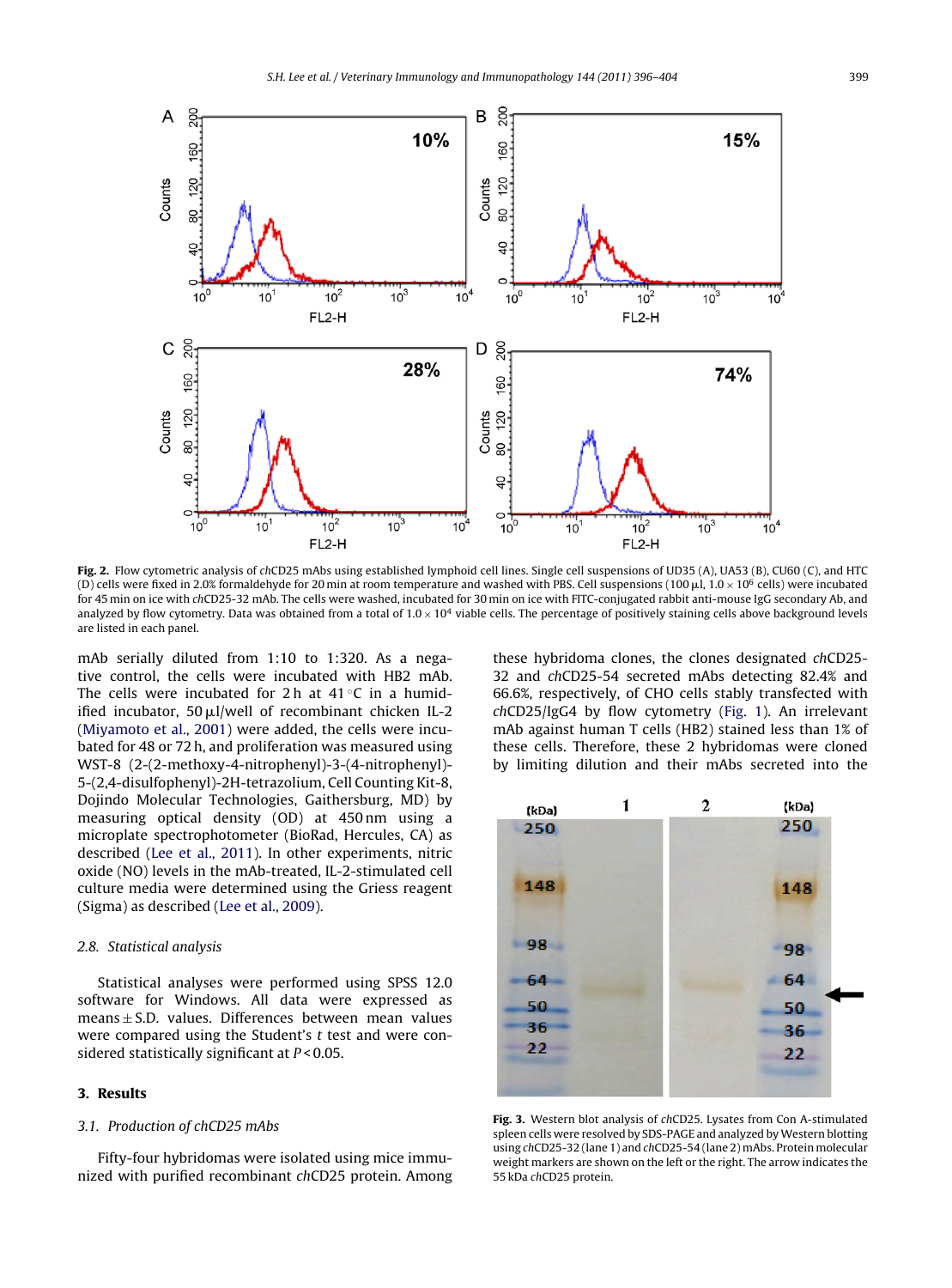Fig. 2. Flow cytometric analysis of *ch*CD25 mAbs using established lymphoid cell lines. Single cell suspensions of UD35 (A), UA53 (B), CU60 (C), and HTC (D) cells were fixed in 2.0% formaldehyde for 20 min at room temperature and washed with PBS. Cell suspensions (100 μl, $1.0 \times 10^6$ cells) were incubated for 45 min on ice with *ch*CD25-32 mAb. The cells were washed, incubated for 30 min on ice with FITC-conjugated rabbit anti-mouse IgG secondary Ab, and analyzed by flow cytometry. Data was obtained from a total of $1.0 \times 10^4$ viable cells. The percentage of positively staining cells above background levels are listed in each panel.

mAb serially diluted from 1:10 to 1:320. As a negative control, the cells were incubated with HB2 mAb. The cells were incubated for 2 h at 41 °C in a humidified incubator, 50 μl/well of recombinant chicken IL-2 (Miyamoto et al., 2001) were added, the cells were incubated for 48 or 72 h, and proliferation was measured using WST-8 (2-(2-methoxy-4-nitrophenyl)-3-(4-nitrophenyl)-5-(2,4-disulfophenyl)-2H-tetrazolium, Cell Counting Kit-8, Dojindo Molecular Technologies, Gaithersburg, MD) by measuring optical density (OD) at 450 nm using a microplate spectrophotometer (BioRad, Hercules, CA) as described (Lee et al., 2011). In other experiments, nitric oxide (NO) levels in the mAb-treated, IL-2-stimulated cell culture media were determined using the Griess reagent (Sigma) as described (Lee et al., 2009).

### 2.8. Statistical analysis

Statistical analyses were performed using SPSS 12.0 software for Windows. All data were expressed as means ± S.D. values. Differences between mean values were compared using the Student's *t* test and were considered statistically significant at $P < 0.05$.

## 3. Results

### 3.1. Production of chCD25 mAbs

Fifty-four hybridomas were isolated using mice immunized with purified recombinant *ch*CD25 protein. Among these hybridoma clones, the clones designated *ch*CD25-32 and *ch*CD25-54 secreted mAbs detecting 82.4% and 66.6%, respectively, of CHO cells stably transfected with *ch*CD25/IgG4 by flow cytometry (Fig. 1). An irrelevant mAb against human T cells (HB2) stained less than 1% of these cells. Therefore, these 2 hybridomas were cloned by limiting dilution and their mAbs secreted into the

Fig. 3. Western blot analysis of *ch*CD25. Lysates from Con A-stimulated spleen cells were resolved by SDS-PAGE and analyzed by Western blotting using *ch*CD25-32 (lane 1) and *ch*CD25-54 (lane 2) mAbs. Protein molecular weight markers are shown on the left or the right. The arrow indicates the 55 kDa *ch*CD25 protein.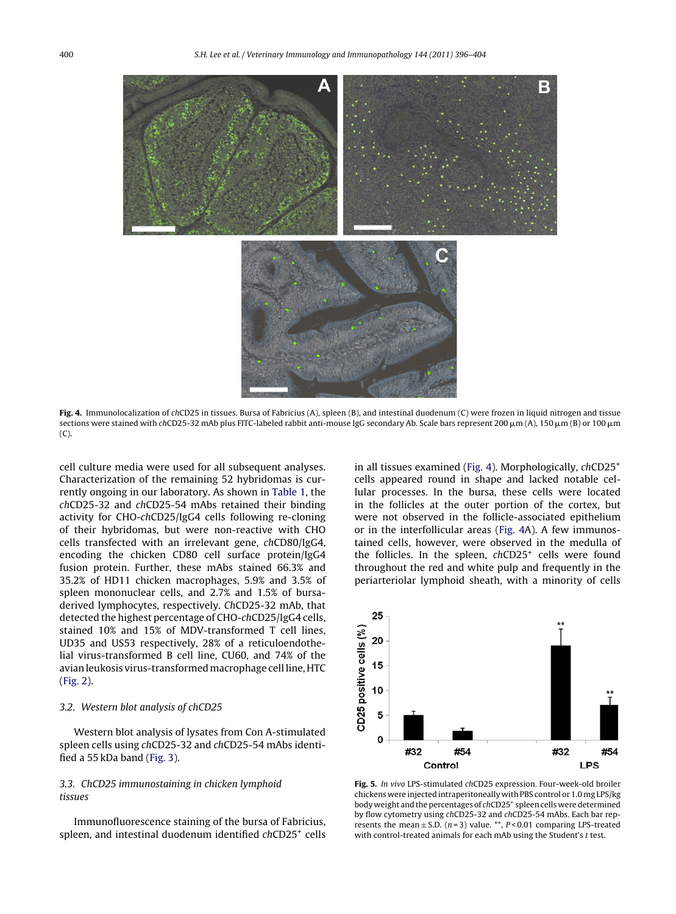**Fig. 4.** Immunolocalization of *ch*CD25 in tissues. Bursa of Fabricius (A), spleen (B), and intestinal duodenum (C) were frozen in liquid nitrogen and tissue sections were stained with *ch*CD25-32 mAb plus FITC-labeled rabbit anti-mouse IgG secondary Ab. Scale bars represent 200 μm (A), 150 μm (B) or 100 μm (C).

cell culture media were used for all subsequent analyses. Characterization of the remaining 52 hybridomas is currently ongoing in our laboratory. As shown in Table 1, the *ch*CD25-32 and *ch*CD25-54 mAbs retained their binding activity for CHO-*ch*CD25/IgG4 cells following re-cloning of their hybridomas, but were non-reactive with CHO cells transfected with an irrelevant gene, *ch*CD80/IgG4, encoding the chicken CD80 cell surface protein/IgG4 fusion protein. Further, these mAbs stained 66.3% and 35.2% of HD11 chicken macrophages, 5.9% and 3.5% of spleen mononuclear cells, and 2.7% and 1.5% of bursa-derived lymphocytes, respectively. *Ch*CD25-32 mAb, that detected the highest percentage of CHO-*ch*CD25/IgG4 cells, stained 10% and 15% of MDV-transformed T cell lines, UD35 and US53 respectively, 28% of a reticuloendothelial virus-transformed B cell line, CU60, and 74% of the avian leukosis virus-transformed macrophage cell line, HTC (Fig. 2).

### 3.2. Western blot analysis of chCD25

Western blot analysis of lysates from Con A-stimulated spleen cells using *ch*CD25-32 and *ch*CD25-54 mAbs identified a 55 kDa band (Fig. 3).

### 3.3. ChCD25 immunostaining in chicken lymphoid tissues

Immunofluorescence staining of the bursa of Fabricius, spleen, and intestinal duodenum identified *ch*CD25$^+$ cells in all tissues examined (Fig. 4). Morphologically, *ch*CD25$^+$ cells appeared round in shape and lacked notable cellular processes. In the bursa, these cells were located in the follicles at the outer portion of the cortex, but were not observed in the follicle-associated epithelium or in the interfollicular areas (Fig. 4A). A few immunostained cells, however, were observed in the medulla of the follicles. In the spleen, *ch*CD25$^+$ cells were found throughout the red and white pulp and frequently in the periarteriolar lymphoid sheath, with a minority of cells

**Fig. 5.** *In vivo* LPS-stimulated *ch*CD25 expression. Four-week-old broiler chickens were injected intraperitoneally with PBS control or 1.0 mg LPS/kg body weight and the percentages of *ch*CD25$^+$ spleen cells were determined by flow cytometry using *ch*CD25-32 and *ch*CD25-54 mAbs. Each bar represents the mean ± S.D. ($n = 3$) value. **, $P < 0.01$ comparing LPS-treated with control-treated animals for each mAb using the Student's *t* test.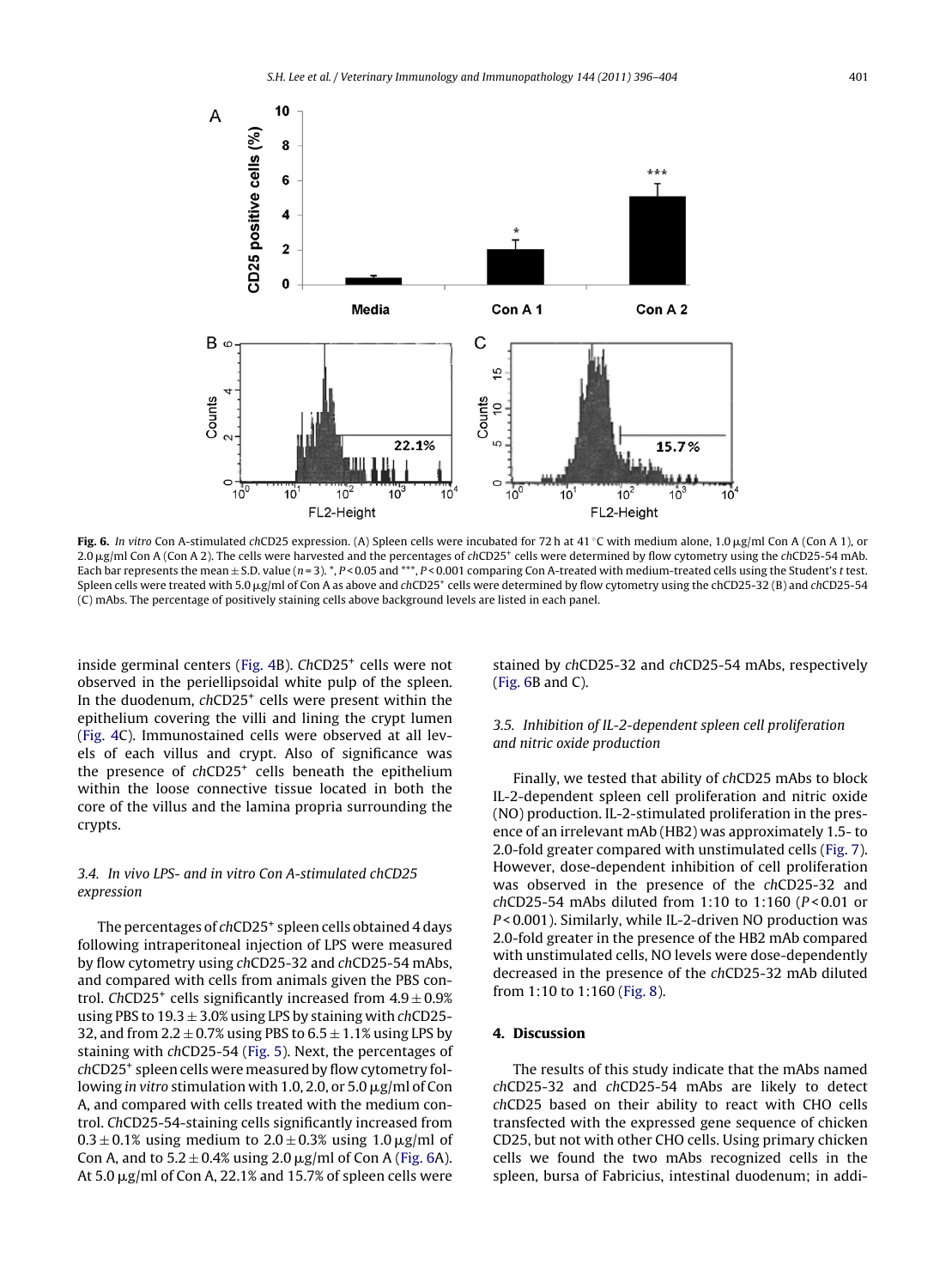**Fig. 6.** *In vitro* Con A-stimulated *ch*CD25 expression. (A) Spleen cells were incubated for 72 h at 41 °C with medium alone, 1.0 μg/ml Con A (Con A 1), or 2.0 μg/ml Con A (Con A 2). The cells were harvested and the percentages of *ch*CD25⁺ cells were determined by flow cytometry using the *ch*CD25-54 mAb. Each bar represents the mean ± S.D. value ($n = 3$). *, $P < 0.05$ and ***, $P < 0.001$ comparing Con A-treated with medium-treated cells using the Student's *t* test. Spleen cells were treated with 5.0 μg/ml of Con A as above and *ch*CD25⁺ cells were determined by flow cytometry using the chCD25-32 (B) and *ch*CD25-54 (C) mAbs. The percentage of positively staining cells above background levels are listed in each panel.

inside germinal centers (Fig. 4B). *Ch*CD25⁺ cells were not observed in the periellipsoidal white pulp of the spleen. In the duodenum, *ch*CD25⁺ cells were present within the epithelium covering the villi and lining the crypt lumen (Fig. 4C). Immunostained cells were observed at all levels of each villus and crypt. Also of significance was the presence of *ch*CD25⁺ cells beneath the epithelium within the loose connective tissue located in both the core of the villus and the lamina propria surrounding the crypts.

### 3.4. In vivo LPS- and in vitro Con A-stimulated chCD25 expression

The percentages of *ch*CD25⁺ spleen cells obtained 4 days following intraperitoneal injection of LPS were measured by flow cytometry using *ch*CD25-32 and *ch*CD25-54 mAbs, and compared with cells from animals given the PBS control. *Ch*CD25⁺ cells significantly increased from 4.9 ± 0.9% using PBS to 19.3 ± 3.0% using LPS by staining with *ch*CD25-32, and from 2.2 ± 0.7% using PBS to 6.5 ± 1.1% using LPS by staining with *ch*CD25-54 (Fig. 5). Next, the percentages of *ch*CD25⁺ spleen cells were measured by flow cytometry following *in vitro* stimulation with 1.0, 2.0, or 5.0 μg/ml of Con A, and compared with cells treated with the medium control. *Ch*CD25-54-staining cells significantly increased from 0.3 ± 0.1% using medium to 2.0 ± 0.3% using 1.0 μg/ml of Con A, and to 5.2 ± 0.4% using 2.0 μg/ml of Con A (Fig. 6A). At 5.0 μg/ml of Con A, 22.1% and 15.7% of spleen cells were stained by *ch*CD25-32 and *ch*CD25-54 mAbs, respectively (Fig. 6B and C).

### 3.5. Inhibition of IL-2-dependent spleen cell proliferation and nitric oxide production

Finally, we tested that ability of *ch*CD25 mAbs to block IL-2-dependent spleen cell proliferation and nitric oxide (NO) production. IL-2-stimulated proliferation in the presence of an irrelevant mAb (HB2) was approximately 1.5- to 2.0-fold greater compared with unstimulated cells (Fig. 7). However, dose-dependent inhibition of cell proliferation was observed in the presence of the *ch*CD25-32 and *ch*CD25-54 mAbs diluted from 1:10 to 1:160 ($P < 0.01$ or $P < 0.001$). Similarly, while IL-2-driven NO production was 2.0-fold greater in the presence of the HB2 mAb compared with unstimulated cells, NO levels were dose-dependently decreased in the presence of the *ch*CD25-32 mAb diluted from 1:10 to 1:160 (Fig. 8).

## 4. Discussion

The results of this study indicate that the mAbs named *ch*CD25-32 and *ch*CD25-54 mAbs are likely to detect *ch*CD25 based on their ability to react with CHO cells transfected with the expressed gene sequence of chicken CD25, but not with other CHO cells. Using primary chicken cells we found the two mAbs recognized cells in the spleen, bursa of Fabricius, intestinal duodenum; in addi-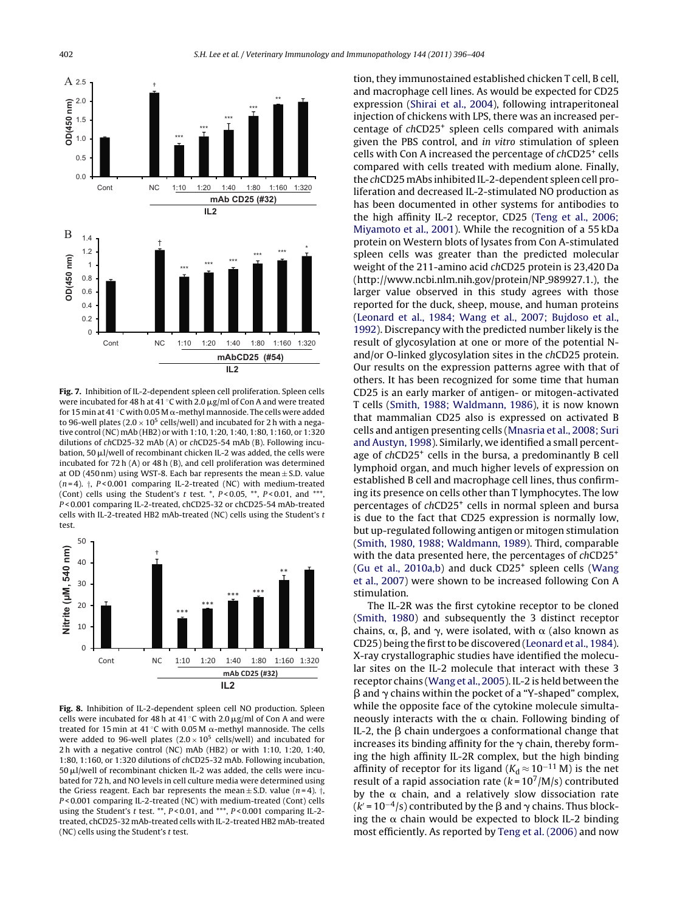Fig. 7. Inhibition of IL-2-dependent spleen cell proliferation. Spleen cells were incubated for 48 h at 41 °C with 2.0 μg/ml of Con A and were treated for 15 min at 41 °C with 0.05 M α-methyl mannoside. The cells were added to 96-well plates ($2.0 \times 10^5$ cells/well) and incubated for 2 h with a negative control (NC) mAb (HB2) or with 1:10, 1:20, 1:40, 1:80, 1:160, or 1:320 dilutions of *ch*CD25-32 mAb (A) or *ch*CD25-54 mAb (B). Following incubation, 50 μl/well of recombinant chicken IL-2 was added, the cells were incubated for 72 h (A) or 48 h (B), and cell proliferation was determined at OD (450 nm) using WST-8. Each bar represents the mean ± S.D. value ($n = 4$). †, $P < 0.001$ comparing IL-2-treated (NC) with medium-treated (Cont) cells using the Student's *t* test. *, $P < 0.05$, **, $P < 0.01$, and ***, $P < 0.001$ comparing IL-2-treated, chCD25-32 or chCD25-54 mAb-treated cells with IL-2-treated HB2 mAb-treated (NC) cells using the Student's *t* test.

Fig. 8. Inhibition of IL-2-dependent spleen cell NO production. Spleen cells were incubated for 48 h at 41 °C with 2.0 μg/ml of Con A and were treated for 15 min at 41 °C with 0.05 M α-methyl mannoside. The cells were added to 96-well plates ($2.0 \times 10^5$ cells/well) and incubated for 2 h with a negative control (NC) mAb (HB2) or with 1:10, 1:20, 1:40, 1:80, 1:160, or 1:320 dilutions of *ch*CD25-32 mAb. Following incubation, 50 μl/well of recombinant chicken IL-2 was added, the cells were incubated for 72 h, and NO levels in cell culture media were determined using the Griess reagent. Each bar represents the mean ± S.D. value ($n = 4$). †, $P < 0.001$ comparing IL-2-treated (NC) with medium-treated (Cont) cells using the Student's *t* test. **, $P < 0.01$, and ***, $P < 0.001$ comparing IL-2-treated, chCD25-32 mAb-treated cells with IL-2-treated HB2 mAb-treated (NC) cells using the Student's *t* test.

tion, they immunostained established chicken T cell, B cell, and macrophage cell lines. As would be expected for CD25 expression (Shirai et al., 2004), following intraperitoneal injection of chickens with LPS, there was an increased percentage of *ch*CD25[+] spleen cells compared with animals given the PBS control, and *in vitro* stimulation of spleen cells with Con A increased the percentage of *ch*CD25[+] cells compared with cells treated with medium alone. Finally, the *ch*CD25 mAbs inhibited IL-2-dependent spleen cell proliferation and decreased IL-2-stimulated NO production as has been documented in other systems for antibodies to the high affinity IL-2 receptor, CD25 (Teng et al., 2006; Miyamoto et al., 2001). While the recognition of a 55 kDa protein on Western blots of lysates from Con A-stimulated spleen cells was greater than the predicted molecular weight of the 211-amino acid *ch*CD25 protein is 23,420 Da (http://www.ncbi.nlm.nih.gov/protein/NP_989927.1.), the larger value observed in this study agrees with those reported for the duck, sheep, mouse, and human proteins (Leonard et al., 1984; Wang et al., 2007; Bujdoso et al., 1992). Discrepancy with the predicted number likely is the result of glycosylation at one or more of the potential N- and/or O-linked glycosylation sites in the *ch*CD25 protein. Our results on the expression patterns agree with that of others. It has been recognized for some time that human CD25 is an early marker of antigen- or mitogen-activated T cells (Smith, 1988; Waldmann, 1986), it is now known that mammalian CD25 also is expressed on activated B cells and antigen presenting cells (Mnasria et al., 2008; Suri and Austyn, 1998). Similarly, we identified a small percentage of *ch*CD25[+] cells in the bursa, a predominantly B cell lymphoid organ, and much higher levels of expression on established B cell and macrophage cell lines, thus confirming its presence on cells other than T lymphocytes. The low percentages of *ch*CD25[+] cells in normal spleen and bursa is due to the fact that CD25 expression is normally low, but up-regulated following antigen or mitogen stimulation (Smith, 1980, 1988; Waldmann, 1989). Third, comparable with the data presented here, the percentages of *ch*CD25[+] (Gu et al., 2010a,b) and duck CD25[+] spleen cells (Wang et al., 2007) were shown to be increased following Con A stimulation.

The IL-2R was the first cytokine receptor to be cloned (Smith, 1980) and subsequently the 3 distinct receptor chains, α, β, and γ, were isolated, with α (also known as CD25) being the first to be discovered (Leonard et al., 1984). X-ray crystallographic studies have identified the molecular sites on the IL-2 molecule that interact with these 3 receptor chains (Wang et al., 2005). IL-2 is held between the β and γ chains within the pocket of a "Y-shaped" complex, while the opposite face of the cytokine molecule simultaneously interacts with the α chain. Following binding of IL-2, the β chain undergoes a conformational change that increases its binding affinity for the γ chain, thereby forming the high affinity IL-2R complex, but the high binding affinity of receptor for its ligand ($K_d \approx 10^{-11}$ M) is the net result of a rapid association rate ($k = 10^7$/M/s) contributed by the α chain, and a relatively slow dissociation rate ($k' = 10^{-4}$/s) contributed by the β and γ chains. Thus blocking the α chain would be expected to block IL-2 binding most efficiently. As reported by Teng et al. (2006) and now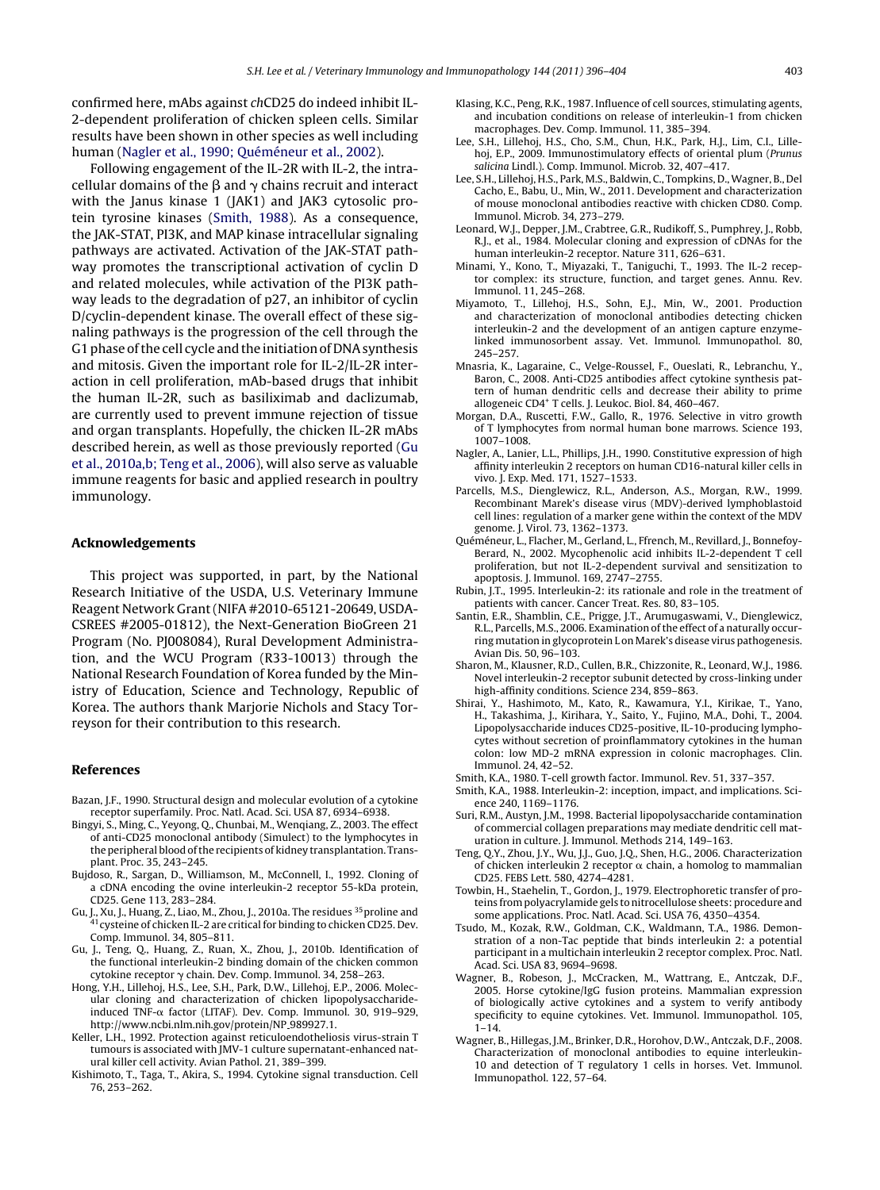confirmed here, mAbs against *ch*CD25 do indeed inhibit IL-2-dependent proliferation of chicken spleen cells. Similar results have been shown in other species as well including human (Nagler et al., 1990; Quéméneur et al., 2002).

Following engagement of the IL-2R with IL-2, the intracellular domains of the β and γ chains recruit and interact with the Janus kinase 1 (JAK1) and JAK3 cytosolic protein tyrosine kinases (Smith, 1988). As a consequence, the JAK-STAT, PI3K, and MAP kinase intracellular signaling pathways are activated. Activation of the JAK-STAT pathway promotes the transcriptional activation of cyclin D and related molecules, while activation of the PI3K pathway leads to the degradation of p27, an inhibitor of cyclin D/cyclin-dependent kinase. The overall effect of these signaling pathways is the progression of the cell through the G1 phase of the cell cycle and the initiation of DNA synthesis and mitosis. Given the important role for IL-2/IL-2R interaction in cell proliferation, mAb-based drugs that inhibit the human IL-2R, such as basiliximab and daclizumab, are currently used to prevent immune rejection of tissue and organ transplants. Hopefully, the chicken IL-2R mAbs described herein, as well as those previously reported (Gu et al., 2010a,b; Teng et al., 2006), will also serve as valuable immune reagents for basic and applied research in poultry immunology.

## Acknowledgements

This project was supported, in part, by the National Research Initiative of the USDA, U.S. Veterinary Immune Reagent Network Grant (NIFA #2010-65121-20649, USDA-CSREES #2005-01812), the Next-Generation BioGreen 21 Program (No. PJ008084), Rural Development Administration, and the WCU Program (R33-10013) through the National Research Foundation of Korea funded by the Ministry of Education, Science and Technology, Republic of Korea. The authors thank Marjorie Nichols and Stacy Torreyson for their contribution to this research.

## References

Bazan, J.F., 1990. Structural design and molecular evolution of a cytokine receptor superfamily. Proc. Natl. Acad. Sci. USA 87, 6934–6938.

Bingyi, S., Ming, C., Yeyong, Q., Chunbai, M., Wenqiang, Z., 2003. The effect of anti-CD25 monoclonal antibody (Simulect) to the lymphocytes in the peripheral blood of the recipients of kidney transplantation. Transplant. Proc. 35, 243–245.

Bujdoso, R., Sargan, D., Williamson, M., McConnell, I., 1992. Cloning of a cDNA encoding the ovine interleukin-2 receptor 55-kDa protein, CD25. Gene 113, 283–284.

Gu, J., Xu, J., Huang, Z., Liao, M., Zhou, J., 2010a. The residues [35]proline and [41]cysteine of chicken IL-2 are critical for binding to chicken CD25. Dev. Comp. Immunol. 34, 805–811.

Gu, J., Teng, Q., Huang, Z., Ruan, X., Zhou, J., 2010b. Identification of the functional interleukin-2 binding domain of the chicken common cytokine receptor γ chain. Dev. Comp. Immunol. 34, 258–263.

Hong, Y.H., Lillehoj, H.S., Lee, S.H., Park, D.W., Lillehoj, E.P., 2006. Molecular cloning and characterization of chicken lipopolysaccharide-induced TNF-α factor (LITAF). Dev. Comp. Immunol. 30, 919–929, http://www.ncbi.nlm.nih.gov/protein/NP_989927.1.

Keller, L.H., 1992. Protection against reticuloendotheliosis virus-strain T tumours is associated with JMV-1 culture supernatant-enhanced natural killer cell activity. Avian Pathol. 21, 389–399.

Kishimoto, T., Taga, T., Akira, S., 1994. Cytokine signal transduction. Cell 76, 253–262.

Klasing, K.C., Peng, R.K., 1987. Influence of cell sources, stimulating agents, and incubation conditions on release of interleukin-1 from chicken macrophages. Dev. Comp. Immunol. 11, 385–394.

Lee, S.H., Lillehoj, H.S., Cho, S.M., Chun, H.K., Park, H.J., Lim, C.I., Lillehoj, E.P., 2009. Immunostimulatory effects of oriental plum (*Prunus salicina* Lindl.). Comp. Immunol. Microb. 32, 407–417.

Lee, S.H., Lillehoj, H.S., Park, M.S., Baldwin, C., Tompkins, D., Wagner, B., Del Cacho, E., Babu, U., Min, W., 2011. Development and characterization of mouse monoclonal antibodies reactive with chicken CD80. Comp. Immunol. Microb. 34, 273–279.

Leonard, W.J., Depper, J.M., Crabtree, G.R., Rudikoff, S., Pumphrey, J., Robb, R.J., et al., 1984. Molecular cloning and expression of cDNAs for the human interleukin-2 receptor. Nature 311, 626–631.

Minami, Y., Kono, T., Miyazaki, T., Taniguchi, T., 1993. The IL-2 receptor complex: its structure, function, and target genes. Annu. Rev. Immunol. 11, 245–268.

Miyamoto, T., Lillehoj, H.S., Sohn, E.J., Min, W., 2001. Production and characterization of monoclonal antibodies detecting chicken interleukin-2 and the development of an antigen capture enzyme-linked immunosorbent assay. Vet. Immunol. Immunopathol. 80, 245–257.

Mnasria, K., Lagaraine, C., Velge-Roussel, F., Oueslati, R., Lebranchu, Y., Baron, C., 2008. Anti-CD25 antibodies affect cytokine synthesis pattern of human dendritic cells and decrease their ability to prime allogeneic CD4[+] T cells. J. Leukoc. Biol. 84, 460–467.

Morgan, D.A., Ruscetti, F.W., Gallo, R., 1976. Selective in vitro growth of T lymphocytes from normal human bone marrows. Science 193, 1007–1008.

Nagler, A., Lanier, L.L., Phillips, J.H., 1990. Constitutive expression of high affinity interleukin 2 receptors on human CD16-natural killer cells in vivo. J. Exp. Med. 171, 1527–1533.

Parcells, M.S., Dienglewicz, R.L., Anderson, A.S., Morgan, R.W., 1999. Recombinant Marek's disease virus (MDV)-derived lymphoblastoid cell lines: regulation of a marker gene within the context of the MDV genome. J. Virol. 73, 1362–1373.

Quéméneur, L., Flacher, M., Gerland, L., Ffrench, M., Revillard, J., Bonnefoy-Berard, N., 2002. Mycophenolic acid inhibits IL-2-dependent T cell proliferation, but not IL-2-dependent survival and sensitization to apoptosis. J. Immunol. 169, 2747–2755.

Rubin, J.T., 1995. Interleukin-2: its rationale and role in the treatment of patients with cancer. Cancer Treat. Res. 80, 83–105.

Santin, E.R., Shamblin, C.E., Prigge, J.T., Arumugaswami, V., Dienglewicz, R.L., Parcells, M.S., 2006. Examination of the effect of a naturally occurring mutation in glycoprotein L on Marek's disease virus pathogenesis. Avian Dis. 50, 96–103.

Sharon, M., Klausner, R.D., Cullen, B.R., Chizzonite, R., Leonard, W.J., 1986. Novel interleukin-2 receptor subunit detected by cross-linking under high-affinity conditions. Science 234, 859–863.

Shirai, Y., Hashimoto, M., Kato, R., Kawamura, Y.I., Kirikae, T., Yano, H., Takashima, J., Kirihara, Y., Saito, Y., Fujino, M.A., Dohi, T., 2004. Lipopolysaccharide induces CD25-positive, IL-10-producing lymphocytes without secretion of proinflammatory cytokines in the human colon: low MD-2 mRNA expression in colonic macrophages. Clin. Immunol. 24, 42–52.

Smith, K.A., 1980. T-cell growth factor. Immunol. Rev. 51, 337–357.

Smith, K.A., 1988. Interleukin-2: inception, impact, and implications. Science 240, 1169–1176.

Suri, R.M., Austyn, J.M., 1998. Bacterial lipopolysaccharide contamination of commercial collagen preparations may mediate dendritic cell maturation in culture. J. Immunol. Methods 214, 149–163.

Teng, Q.Y., Zhou, J.Y., Wu, J.J., Guo, J.Q., Shen, H.G., 2006. Characterization of chicken interleukin 2 receptor α chain, a homolog to mammalian CD25. FEBS Lett. 580, 4274–4281.

Towbin, H., Staehelin, T., Gordon, J., 1979. Electrophoretic transfer of proteins from polyacrylamide gels to nitrocellulose sheets: procedure and some applications. Proc. Natl. Acad. Sci. USA 76, 4350–4354.

Tsudo, M., Kozak, R.W., Goldman, C.K., Waldmann, T.A., 1986. Demonstration of a non-Tac peptide that binds interleukin 2: a potential participant in a multichain interleukin 2 receptor complex. Proc. Natl. Acad. Sci. USA 83, 9694–9698.

Wagner, B., Robeson, J., McCracken, M., Wattrang, E., Antczak, D.F., 2005. Horse cytokine/IgG fusion proteins. Mammalian expression of biologically active cytokines and a system to verify antibody specificity to equine cytokines. Vet. Immunol. Immunopathol. 105, 1–14.

Wagner, B., Hillegas, J.M., Brinker, D.R., Horohov, D.W., Antczak, D.F., 2008. Characterization of monoclonal antibodies to equine interleukin-10 and detection of T regulatory 1 cells in horses. Vet. Immunol. Immunopathol. 122, 57–64.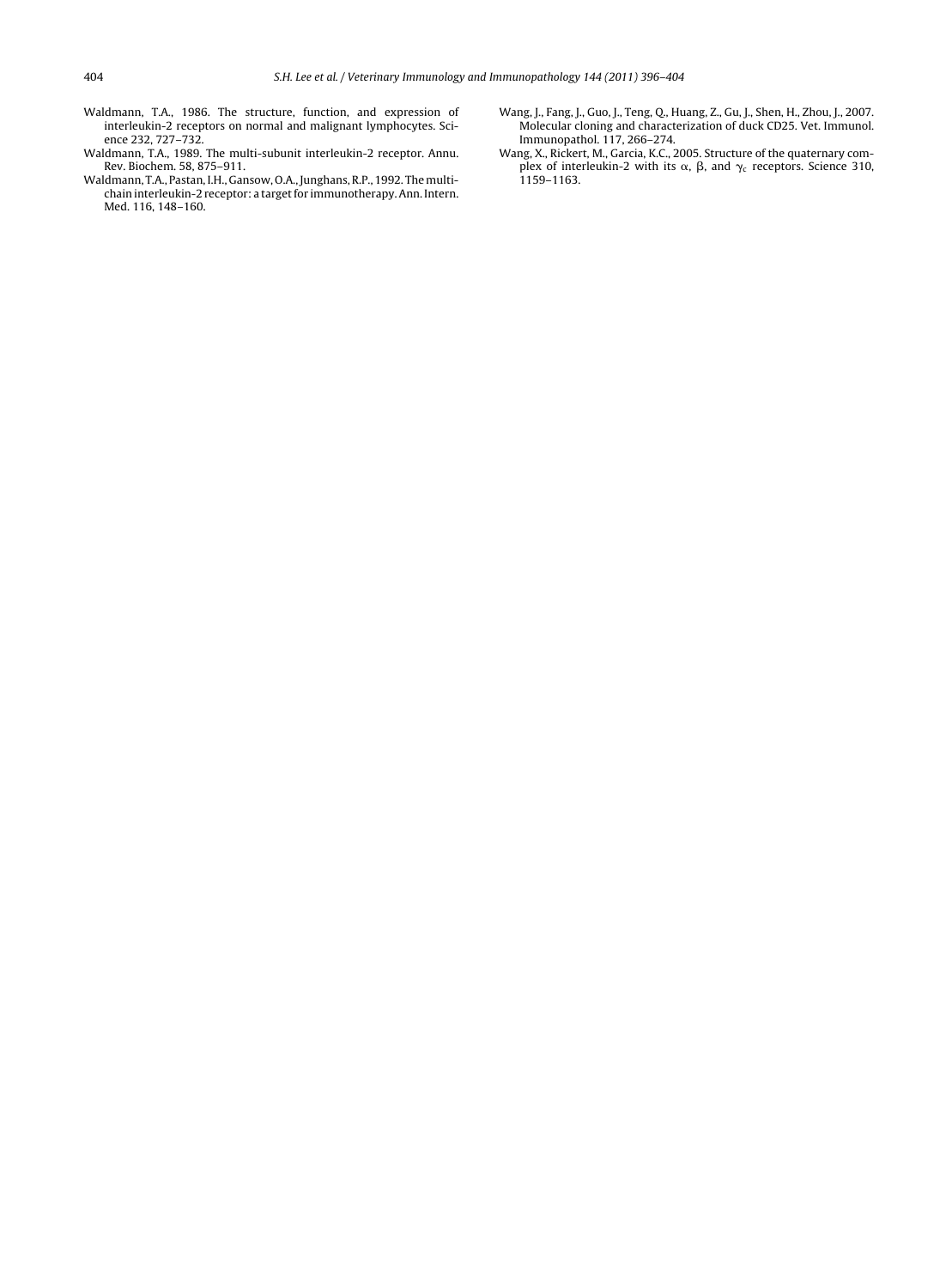Waldmann, T.A., 1986. The structure, function, and expression of interleukin-2 receptors on normal and malignant lymphocytes. Science 232, 727–732.

Waldmann, T.A., 1989. The multi-subunit interleukin-2 receptor. Annu. Rev. Biochem. 58, 875–911.

Waldmann, T.A., Pastan, I.H., Gansow, O.A., Junghans, R.P., 1992. The multichain interleukin-2 receptor: a target for immunotherapy. Ann. Intern. Med. 116, 148–160.

Wang, J., Fang, J., Guo, J., Teng, Q., Huang, Z., Gu, J., Shen, H., Zhou, J., 2007. Molecular cloning and characterization of duck CD25. Vet. Immunol. Immunopathol. 117, 266–274.

Wang, X., Rickert, M., Garcia, K.C., 2005. Structure of the quaternary complex of interleukin-2 with its α, β, and $\gamma_c$ receptors. Science 310, 1159–1163.